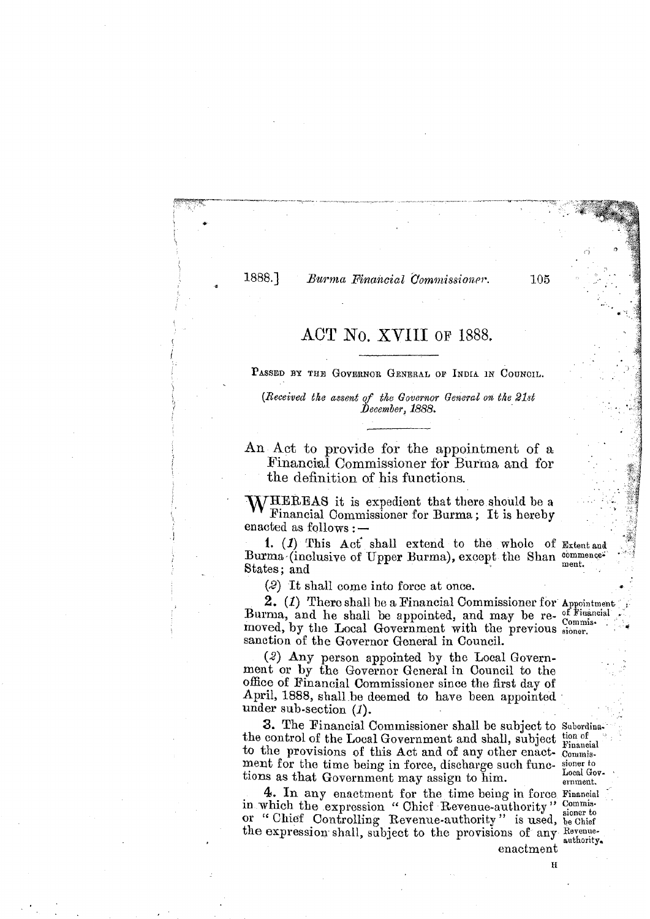# ACT No. XVIII of 1888.

PASSED BY THE GOVERNOR GENERAL OF INDIA IN COUNCIL.

(*Received the assent of the Governor General on the 21st December, 1888.*)

An Act to provide for the appointment of a Financial Commissioner for Burma and for the definition of his functions.

WHEREAS it is expedient that there should be a Financial Commissioner for Burma; It is hereby enacted as follows:—

*Extent and commencement.*

**1.** (*1*) This Act shall extend to the whole of Burma (inclusive of Upper Burma), except the Shan States; and

(*2*) It shall come into force at once.

*Appointment of Financial Commissioner.*

**2.** (*1*) There shall be a Financial Commissioner for Burma, and he shall be appointed, and may be removed, by the Local Government with the previous sanction of the Governor General in Council.

(*2*) Any person appointed by the Local Government or by the Governor General in Council to the office of Financial Commissioner since the first day of April, 1888, shall be deemed to have been appointed under sub-section (*1*).

*Subordination of Financial Commissioner to Local Government.*

**3.** The Financial Commissioner shall be subject to the control of the Local Government and shall, subject to the provisions of this Act and of any other enactment for the time being in force, discharge such functions as that Government may assign to him.

*Financial Commissioner to be Chief Revenue-authority.*

**4.** In any enactment for the time being in force in which the expression "Chief Revenue-authority" or "Chief Controlling Revenue-authority" is used, the expression shall, subject to the provisions of any enactment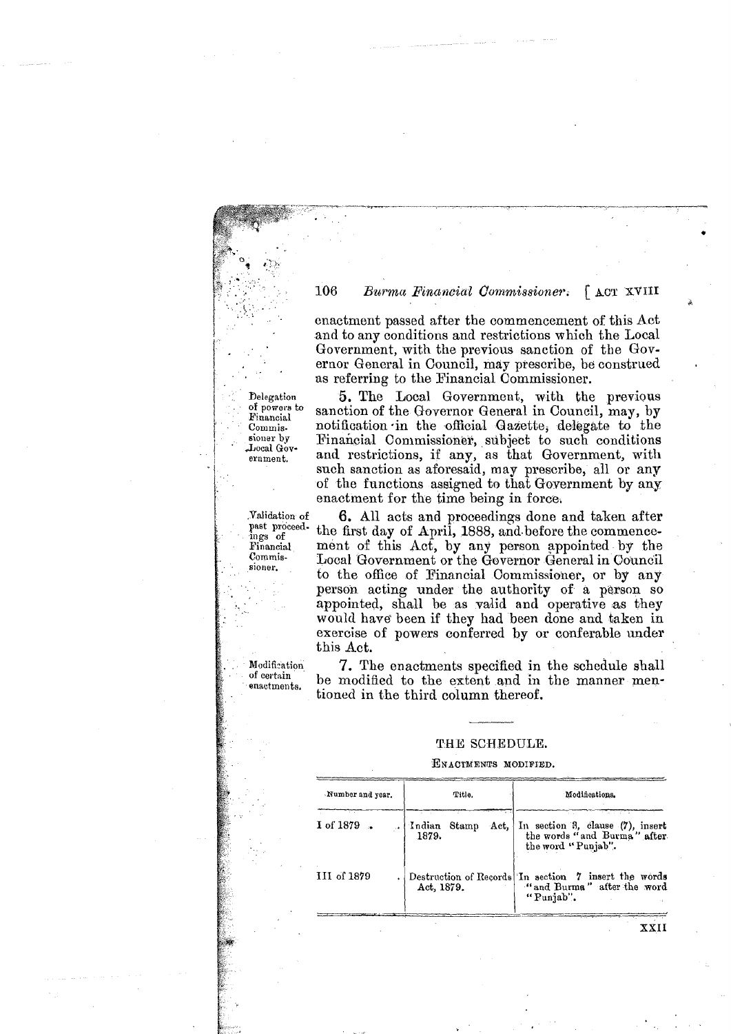enactment passed after the commencement of this Act and to any conditions and restrictions which the Local Government, with the previous sanction of the Governor General in Council, may prescribe, be construed as referring to the Financial Commissioner.

*Delegation of powers to Financial Commissioner by Local Government.*

**5.** The Local Government, with the previous sanction of the Governor General in Council, may, by notification in the official Gazette, delegate to the Financial Commissioner, subject to such conditions and restrictions, if any, as that Government, with such sanction as aforesaid, may prescribe, all or any of the functions assigned to that Government by any enactment for the time being in force.

*Validation of past proceedings of Financial Commissioner.*

**6.** All acts and proceedings done and taken after the first day of April, 1888, and before the commencement of this Act, by any person appointed by the Local Government or the Governor General in Council to the office of Financial Commissioner, or by any person acting under the authority of a person so appointed, shall be as valid and operative as they would have been if they had been done and taken in exercise of powers conferred by or conferable under this Act.

*Modification of certain enactments.*

**7.** The enactments specified in the schedule shall be modified to the extent and in the manner mentioned in the third column thereof.

## THE SCHEDULE.

ENACTMENTS MODIFIED.

| Number and year. | Title. | Modifications. |
|---|---|---|
| I of 1879 | Indian Stamp Act, 1879. | In section 3, clause (7), insert the words "and Burma" after the word "Punjab". |
| III of 1879 | Destruction of Records Act, 1879. | In section 7 insert the words "and Burma" after the word "Punjab". |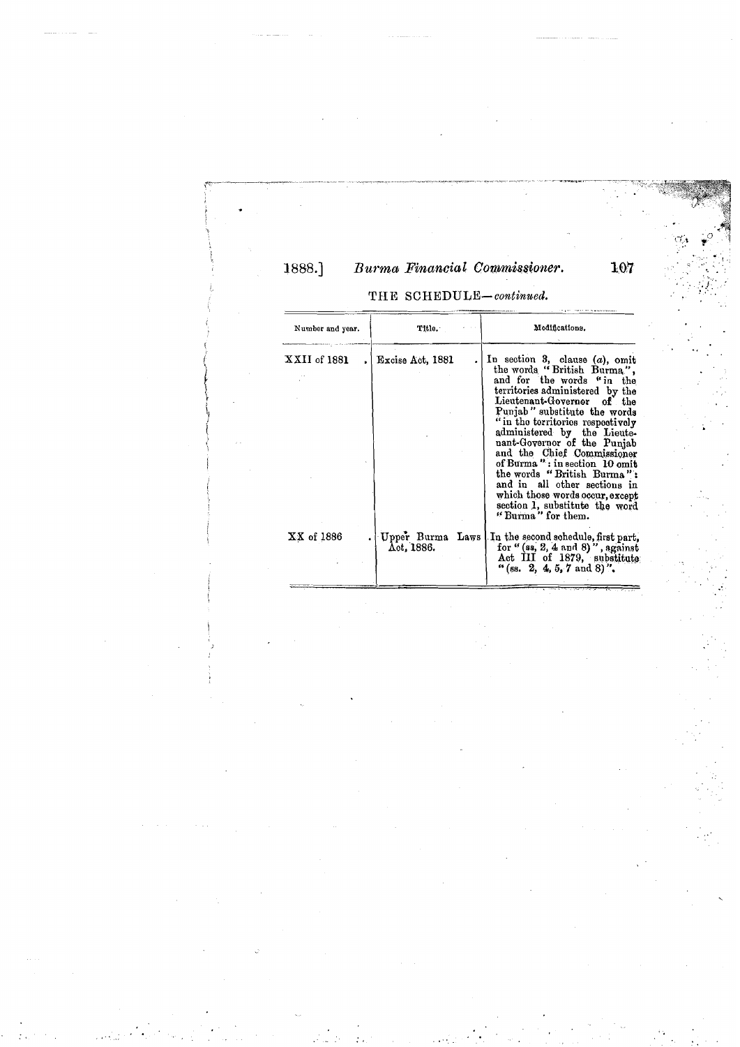THE SCHEDULE—*continued.*

| Number and year. | Title. | Modifications. |
|---|---|---|
| XXII of 1881 | Excise Act, 1881 | In section 3, clause (*a*), omit the words "British Burma", and for the words "in the territories administered by the Lieutenant-Governor of the Punjab" substitute the words "in the territories respectively administered by the Lieutenant-Governor of the Punjab and the Chief Commissioner of Burma": in section 10 omit the words "British Burma": and in all other sections in which those words occur, except section 1, substitute the word "Burma" for them. |
| XX of 1886 | Upper Burma Laws Act, 1886. | In the second schedule, first part, for "(ss. 2, 4 and 8)", against Act III of 1879, substitute "(ss. 2, 4, 5, 7 and 8)". |